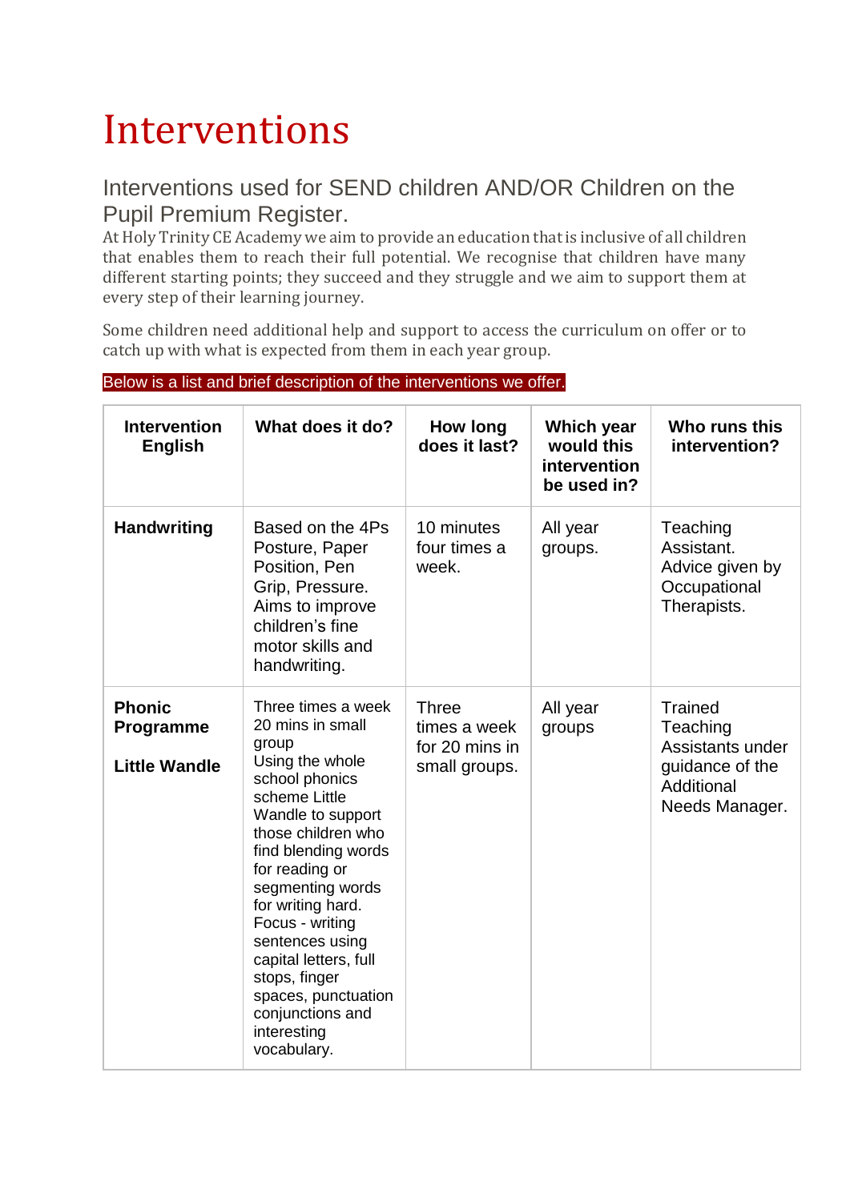# Interventions

## Interventions used for SEND children AND/OR Children on the Pupil Premium Register.

At Holy Trinity CE Academy we aim to provide an education that is inclusive of all children that enables them to reach their full potential. We recognise that children have many different starting points; they succeed and they struggle and we aim to support them at every step of their learning journey.

Some children need additional help and support to access the curriculum on offer or to catch up with what is expected from them in each year group.

Below is a list and brief description of the interventions we offer.

| Intervention English | What does it do? | How long does it last? | Which year would this intervention be used in? | Who runs this intervention? |
|---|---|---|---|---|
| **Handwriting** | Based on the 4Ps Posture, Paper Position, Pen Grip, Pressure. Aims to improve children's fine motor skills and handwriting. | 10 minutes four times a week. | All year groups. | Teaching Assistant. Advice given by Occupational Therapists. |
| **Phonic Programme**<br><br>**Little Wandle** | Three times a week 20 mins in small group<br>Using the whole school phonics scheme Little Wandle to support those children who find blending words for reading or segmenting words for writing hard.<br>Focus - writing sentences using capital letters, full stops, finger spaces, punctuation conjunctions and interesting vocabulary. | Three times a week for 20 mins in small groups. | All year groups | Trained Teaching Assistants under guidance of the Additional Needs Manager. |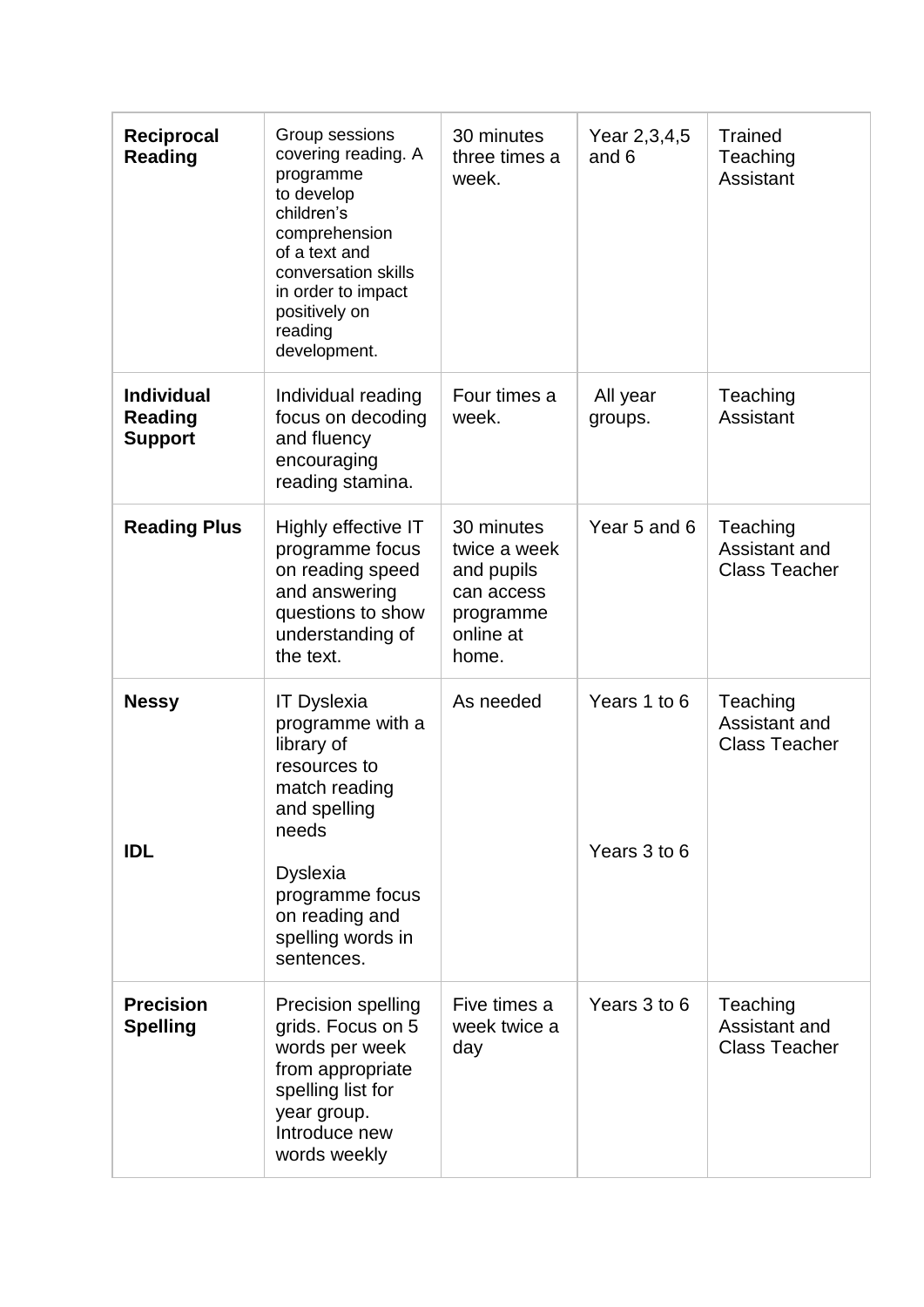| **Reciprocal Reading** | Group sessions covering reading. A programme to develop children's comprehension of a text and conversation skills in order to impact positively on reading development. | 30 minutes three times a week. | Year 2,3,4,5 and 6 | Trained Teaching Assistant |
|---|---|---|---|---|
| **Individual Reading Support** | Individual reading focus on decoding and fluency encouraging reading stamina. | Four times a week. | All year groups. | Teaching Assistant |
| **Reading Plus** | Highly effective IT programme focus on reading speed and answering questions to show understanding of the text. | 30 minutes twice a week and pupils can access programme online at home. | Year 5 and 6 | Teaching Assistant and Class Teacher |
| **Nessy**<br><br>**IDL** | IT Dyslexia programme with a library of resources to match reading and spelling needs<br><br>Dyslexia programme focus on reading and spelling words in sentences. | As needed | Years 1 to 6<br><br>Years 3 to 6 | Teaching Assistant and Class Teacher |
| **Precision Spelling** | Precision spelling grids. Focus on 5 words per week from appropriate spelling list for year group. Introduce new words weekly | Five times a week twice a day | Years 3 to 6 | Teaching Assistant and Class Teacher |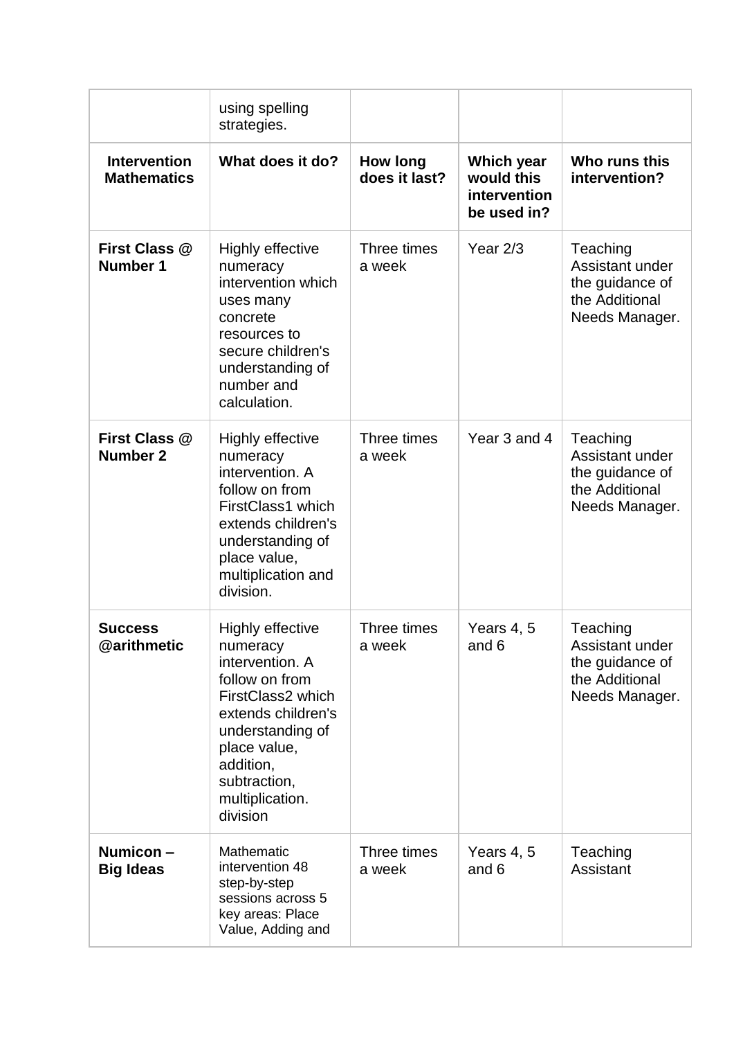|  | using spelling strategies. |  |  |  |
|---|---|---|---|---|
| **Intervention Mathematics** | **What does it do?** | **How long does it last?** | **Which year would this intervention be used in?** | **Who runs this intervention?** |
| **First Class @ Number 1** | Highly effective numeracy intervention which uses many concrete resources to secure children's understanding of number and calculation. | Three times a week | Year 2/3 | Teaching Assistant under the guidance of the Additional Needs Manager. |
| **First Class @ Number 2** | Highly effective numeracy intervention. A follow on from FirstClass1 which extends children's understanding of place value, multiplication and division. | Three times a week | Year 3 and 4 | Teaching Assistant under the guidance of the Additional Needs Manager. |
| **Success @arithmetic** | Highly effective numeracy intervention. A follow on from FirstClass2 which extends children's understanding of place value, addition, subtraction, multiplication. division | Three times a week | Years 4, 5 and 6 | Teaching Assistant under the guidance of the Additional Needs Manager. |
| **Numicon – Big Ideas** | Mathematic intervention 48 step-by-step sessions across 5 key areas: Place Value, Adding and | Three times a week | Years 4, 5 and 6 | Teaching Assistant |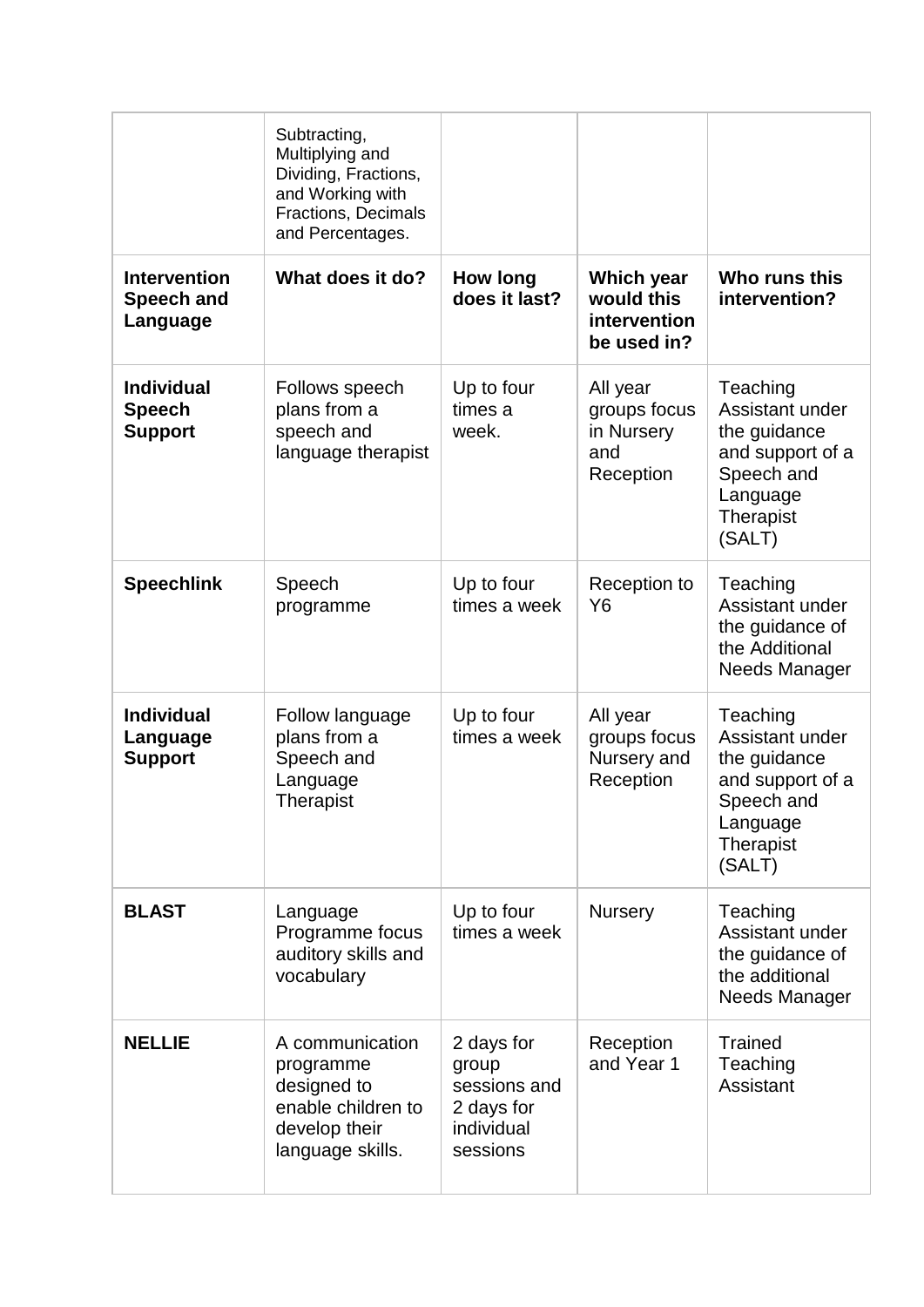| | Subtracting, Multiplying and Dividing, Fractions, and Working with Fractions, Decimals and Percentages. | | | |
|---|---|---|---|---|
| **Intervention Speech and Language** | **What does it do?** | **How long does it last?** | **Which year would this intervention be used in?** | **Who runs this intervention?** |
| **Individual Speech Support** | Follows speech plans from a speech and language therapist | Up to four times a week. | All year groups focus in Nursery and Reception | Teaching Assistant under the guidance and support of a Speech and Language Therapist (SALT) |
| **Speechlink** | Speech programme | Up to four times a week | Reception to Y6 | Teaching Assistant under the guidance of the Additional Needs Manager |
| **Individual Language Support** | Follow language plans from a Speech and Language Therapist | Up to four times a week | All year groups focus Nursery and Reception | Teaching Assistant under the guidance and support of a Speech and Language Therapist (SALT) |
| **BLAST** | Language Programme focus auditory skills and vocabulary | Up to four times a week | Nursery | Teaching Assistant under the guidance of the additional Needs Manager |
| **NELLIE** | A communication programme designed to enable children to develop their language skills. | 2 days for group sessions and 2 days for individual sessions | Reception and Year 1 | Trained Teaching Assistant |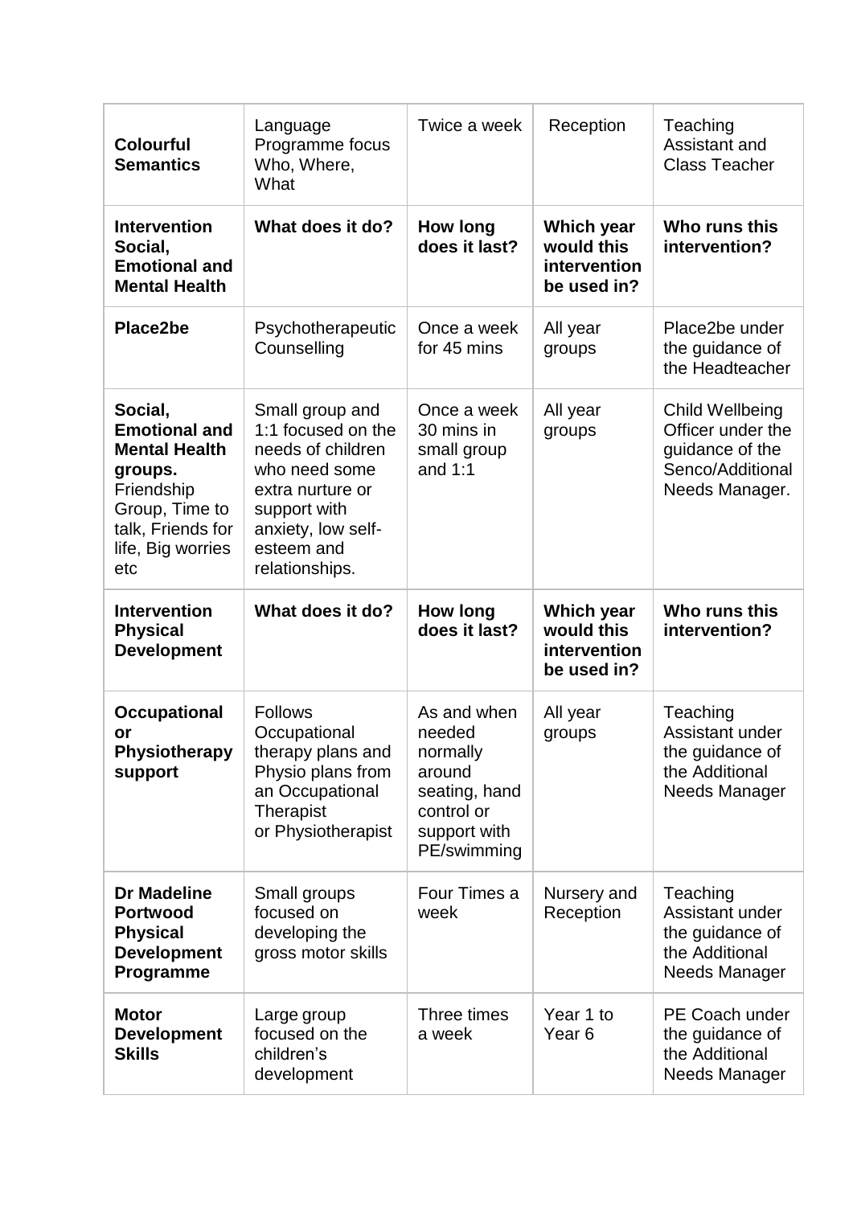| **Colourful Semantics** | Language Programme focus Who, Where, What | Twice a week | Reception | Teaching Assistant and Class Teacher |
|---|---|---|---|---|
| **Intervention Social, Emotional and Mental Health** | **What does it do?** | **How long does it last?** | **Which year would this intervention be used in?** | **Who runs this intervention?** |
| **Place2be** | Psychotherapeutic Counselling | Once a week for 45 mins | All year groups | Place2be under the guidance of the Headteacher |
| **Social, Emotional and Mental Health groups.** Friendship Group, Time to talk, Friends for life, Big worries etc | Small group and 1:1 focused on the needs of children who need some extra nurture or support with anxiety, low self-esteem and relationships. | Once a week 30 mins in small group and 1:1 | All year groups | Child Wellbeing Officer under the guidance of the Senco/Additional Needs Manager. |
| **Intervention Physical Development** | **What does it do?** | **How long does it last?** | **Which year would this intervention be used in?** | **Who runs this intervention?** |
| **Occupational or Physiotherapy support** | Follows Occupational therapy plans and Physio plans from an Occupational Therapist or Physiotherapist | As and when needed normally around seating, hand control or support with PE/swimming | All year groups | Teaching Assistant under the guidance of the Additional Needs Manager |
| **Dr Madeline Portwood Physical Development Programme** | Small groups focused on developing the gross motor skills | Four Times a week | Nursery and Reception | Teaching Assistant under the guidance of the Additional Needs Manager |
| **Motor Development Skills** | Large group focused on the children's development | Three times a week | Year 1 to Year 6 | PE Coach under the guidance of the Additional Needs Manager |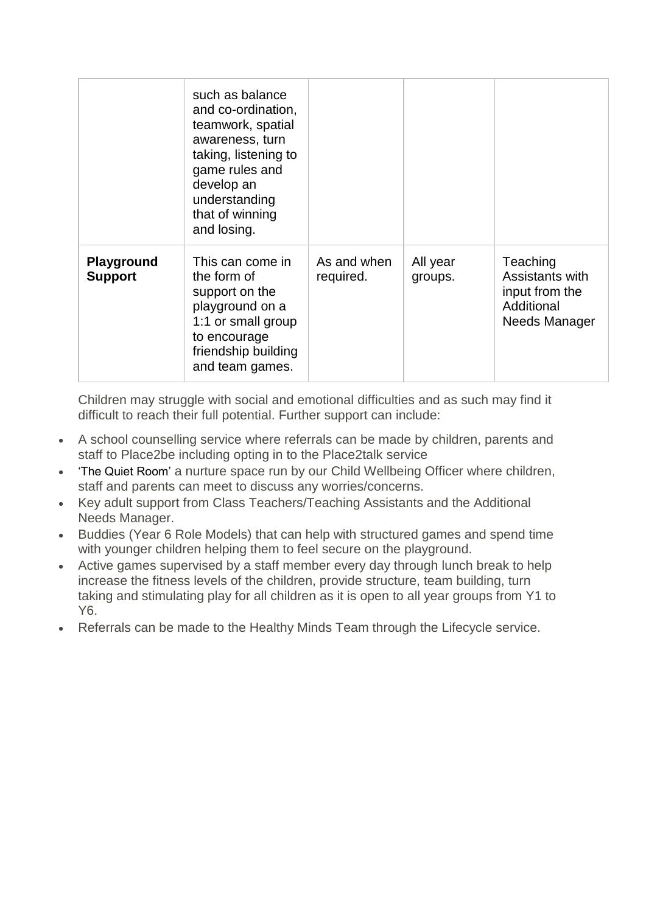| | | | | |
|---|---|---|---|---|
| | such as balance and co-ordination, teamwork, spatial awareness, turn taking, listening to game rules and develop an understanding that of winning and losing. | | | |
| **Playground Support** | This can come in the form of support on the playground on a 1:1 or small group to encourage friendship building and team games. | As and when required. | All year groups. | Teaching Assistants with input from the Additional Needs Manager |

Children may struggle with social and emotional difficulties and as such may find it difficult to reach their full potential. Further support can include:

- A school counselling service where referrals can be made by children, parents and staff to Place2be including opting in to the Place2talk service
- 'The Quiet Room' a nurture space run by our Child Wellbeing Officer where children, staff and parents can meet to discuss any worries/concerns.
- Key adult support from Class Teachers/Teaching Assistants and the Additional Needs Manager.
- Buddies (Year 6 Role Models) that can help with structured games and spend time with younger children helping them to feel secure on the playground.
- Active games supervised by a staff member every day through lunch break to help increase the fitness levels of the children, provide structure, team building, turn taking and stimulating play for all children as it is open to all year groups from Y1 to Y6.
- Referrals can be made to the Healthy Minds Team through the Lifecycle service.